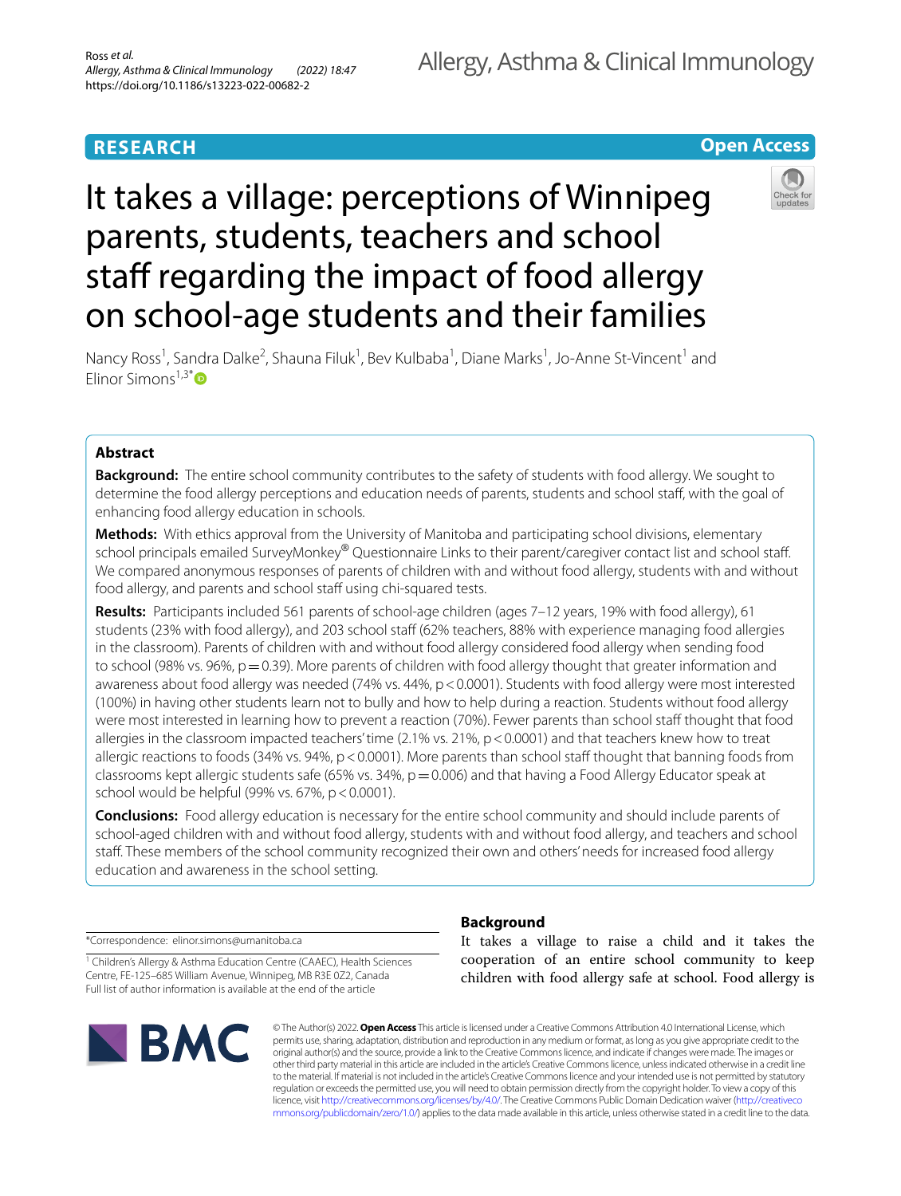RESEARCH

Open Access

# It takes a village: perceptions of Winnipeg parents, students, teachers and school staff regarding the impact of food allergy on school-age students and their families

Nancy Ross[1], Sandra Dalke[2], Shauna Filuk[1], Bev Kulbaba[1], Diane Marks[1], Jo-Anne St-Vincent[1] and Elinor Simons[1,3*]

## Abstract

**Background:** The entire school community contributes to the safety of students with food allergy. We sought to determine the food allergy perceptions and education needs of parents, students and school staff, with the goal of enhancing food allergy education in schools.

**Methods:** With ethics approval from the University of Manitoba and participating school divisions, elementary school principals emailed SurveyMonkey® Questionnaire Links to their parent/caregiver contact list and school staff. We compared anonymous responses of parents of children with and without food allergy, students with and without food allergy, and parents and school staff using chi-squared tests.

**Results:** Participants included 561 parents of school-age children (ages 7–12 years, 19% with food allergy), 61 students (23% with food allergy), and 203 school staff (62% teachers, 88% with experience managing food allergies in the classroom). Parents of children with and without food allergy considered food allergy when sending food to school (98% vs. 96%, $p = 0.39$). More parents of children with food allergy thought that greater information and awareness about food allergy was needed (74% vs. 44%, $p < 0.0001$). Students with food allergy were most interested (100%) in having other students learn not to bully and how to help during a reaction. Students without food allergy were most interested in learning how to prevent a reaction (70%). Fewer parents than school staff thought that food allergies in the classroom impacted teachers' time (2.1% vs. 21%, $p < 0.0001$) and that teachers knew how to treat allergic reactions to foods (34% vs. 94%, $p < 0.0001$). More parents than school staff thought that banning foods from classrooms kept allergic students safe (65% vs. 34%, $p = 0.006$) and that having a Food Allergy Educator speak at school would be helpful (99% vs. 67%, $p < 0.0001$).

**Conclusions:** Food allergy education is necessary for the entire school community and should include parents of school-aged children with and without food allergy, students with and without food allergy, and teachers and school staff. These members of the school community recognized their own and others' needs for increased food allergy education and awareness in the school setting.

*Correspondence: elinor.simons@umanitoba.ca

[1] Children's Allergy & Asthma Education Centre (CAAEC), Health Sciences Centre, FE-125–685 William Avenue, Winnipeg, MB R3E 0Z2, Canada

Full list of author information is available at the end of the article

## Background

It takes a village to raise a child and it takes the cooperation of an entire school community to keep children with food allergy safe at school. Food allergy is

© The Author(s) 2022. **Open Access** This article is licensed under a Creative Commons Attribution 4.0 International License, which permits use, sharing, adaptation, distribution and reproduction in any medium or format, as long as you give appropriate credit to the original author(s) and the source, provide a link to the Creative Commons licence, and indicate if changes were made. The images or other third party material in this article are included in the article's Creative Commons licence, unless indicated otherwise in a credit line to the material. If material is not included in the article's Creative Commons licence and your intended use is not permitted by statutory regulation or exceeds the permitted use, you will need to obtain permission directly from the copyright holder. To view a copy of this licence, visit http://creativecommons.org/licenses/by/4.0/. The Creative Commons Public Domain Dedication waiver (http://creativecommons.org/publicdomain/zero/1.0/) applies to the data made available in this article, unless otherwise stated in a credit line to the data.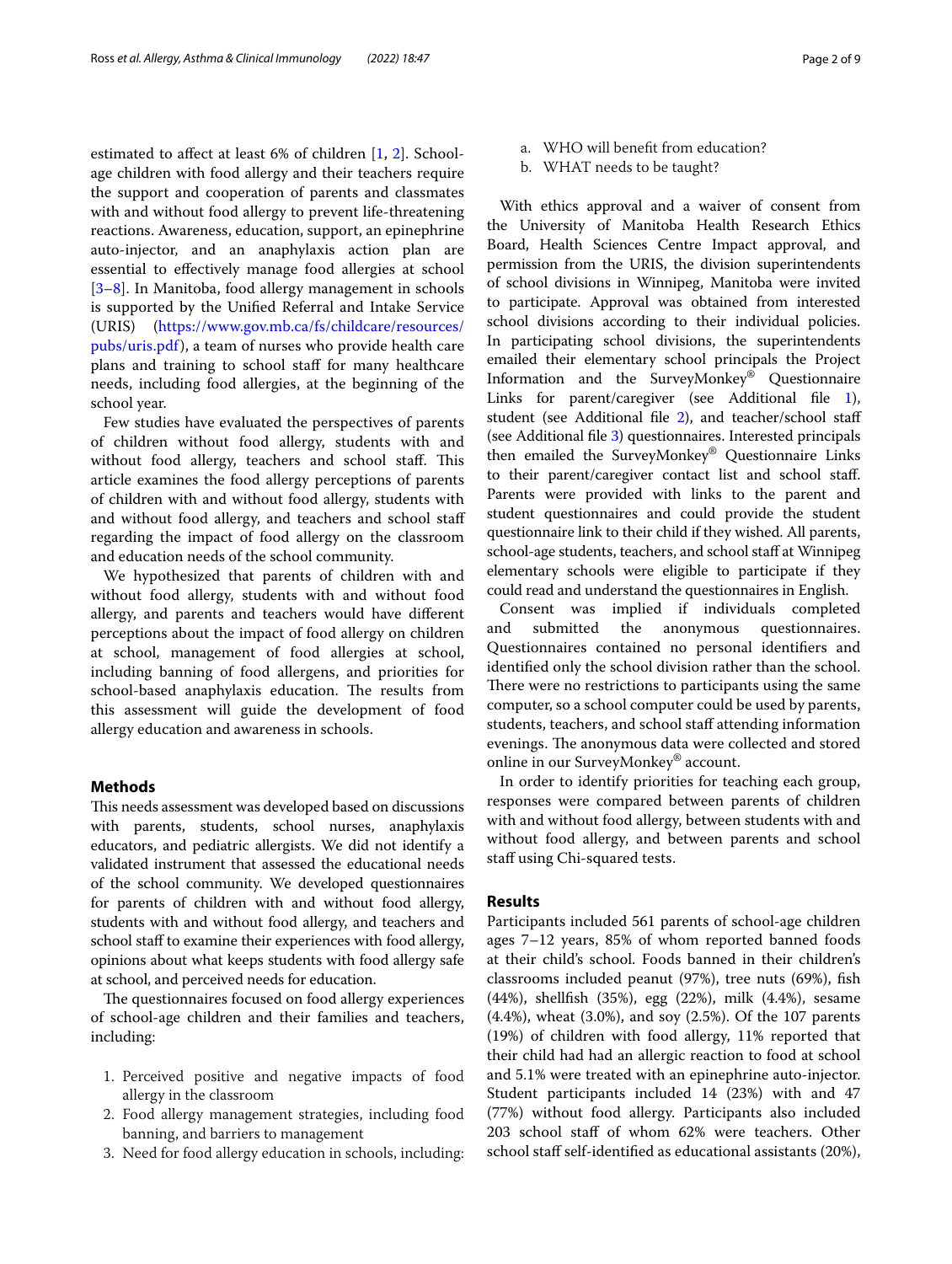estimated to affect at least 6% of children [1, 2]. School-age children with food allergy and their teachers require the support and cooperation of parents and classmates with and without food allergy to prevent life-threatening reactions. Awareness, education, support, an epinephrine auto-injector, and an anaphylaxis action plan are essential to effectively manage food allergies at school [3–8]. In Manitoba, food allergy management in schools is supported by the Unified Referral and Intake Service (URIS) (https://www.gov.mb.ca/fs/childcare/resources/pubs/uris.pdf), a team of nurses who provide health care plans and training to school staff for many healthcare needs, including food allergies, at the beginning of the school year.

Few studies have evaluated the perspectives of parents of children without food allergy, students with and without food allergy, teachers and school staff. This article examines the food allergy perceptions of parents of children with and without food allergy, students with and without food allergy, and teachers and school staff regarding the impact of food allergy on the classroom and education needs of the school community.

We hypothesized that parents of children with and without food allergy, students with and without food allergy, and parents and teachers would have different perceptions about the impact of food allergy on children at school, management of food allergies at school, including banning of food allergens, and priorities for school-based anaphylaxis education. The results from this assessment will guide the development of food allergy education and awareness in schools.

## Methods

This needs assessment was developed based on discussions with parents, students, school nurses, anaphylaxis educators, and pediatric allergists. We did not identify a validated instrument that assessed the educational needs of the school community. We developed questionnaires for parents of children with and without food allergy, students with and without food allergy, and teachers and school staff to examine their experiences with food allergy, opinions about what keeps students with food allergy safe at school, and perceived needs for education.

The questionnaires focused on food allergy experiences of school-age children and their families and teachers, including:

1. Perceived positive and negative impacts of food allergy in the classroom
2. Food allergy management strategies, including food banning, and barriers to management
3. Need for food allergy education in schools, including:
   a. WHO will benefit from education?
   b. WHAT needs to be taught?

With ethics approval and a waiver of consent from the University of Manitoba Health Research Ethics Board, Health Sciences Centre Impact approval, and permission from the URIS, the division superintendents of school divisions in Winnipeg, Manitoba were invited to participate. Approval was obtained from interested school divisions according to their individual policies. In participating school divisions, the superintendents emailed their elementary school principals the Project Information and the SurveyMonkey® Questionnaire Links for parent/caregiver (see Additional file 1), student (see Additional file 2), and teacher/school staff (see Additional file 3) questionnaires. Interested principals then emailed the SurveyMonkey® Questionnaire Links to their parent/caregiver contact list and school staff. Parents were provided with links to the parent and student questionnaires and could provide the student questionnaire link to their child if they wished. All parents, school-age students, teachers, and school staff at Winnipeg elementary schools were eligible to participate if they could read and understand the questionnaires in English.

Consent was implied if individuals completed and submitted the anonymous questionnaires. Questionnaires contained no personal identifiers and identified only the school division rather than the school. There were no restrictions to participants using the same computer, so a school computer could be used by parents, students, teachers, and school staff attending information evenings. The anonymous data were collected and stored online in our SurveyMonkey® account.

In order to identify priorities for teaching each group, responses were compared between parents of children with and without food allergy, between students with and without food allergy, and between parents and school staff using Chi-squared tests.

## Results

Participants included 561 parents of school-age children ages 7–12 years, 85% of whom reported banned foods at their child's school. Foods banned in their children's classrooms included peanut (97%), tree nuts (69%), fish (44%), shellfish (35%), egg (22%), milk (4.4%), sesame (4.4%), wheat (3.0%), and soy (2.5%). Of the 107 parents (19%) of children with food allergy, 11% reported that their child had had an allergic reaction to food at school and 5.1% were treated with an epinephrine auto-injector. Student participants included 14 (23%) with and 47 (77%) without food allergy. Participants also included 203 school staff of whom 62% were teachers. Other school staff self-identified as educational assistants (20%),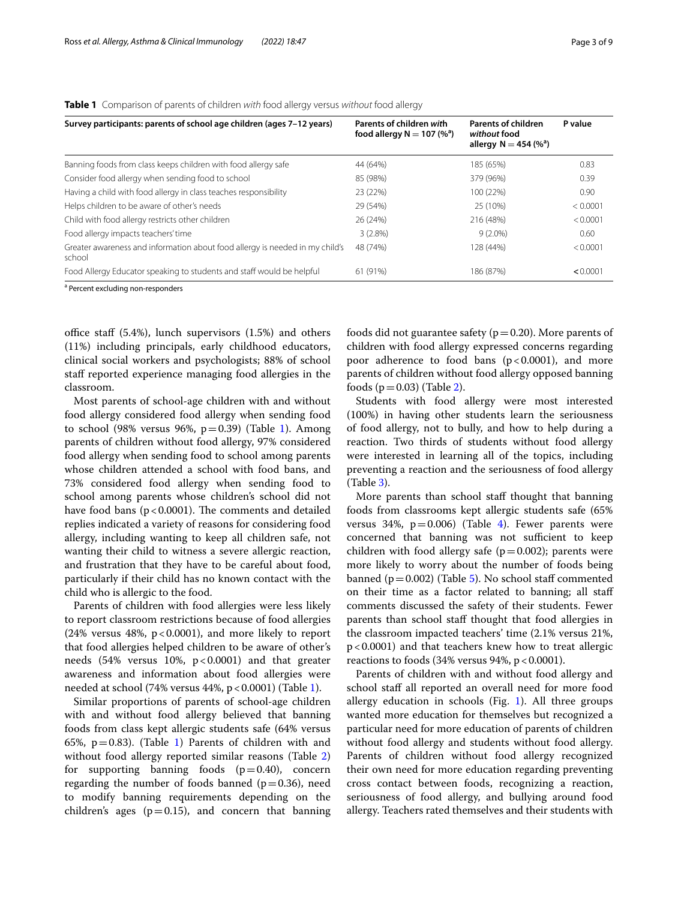**Table 1** Comparison of parents of children *with* food allergy versus *without* food allergy

| Survey participants: parents of school age children (ages 7–12 years) | Parents of children *with* food allergy N = 107 (%[a]) | Parents of children *without* food allergy N = 454 (%[a]) | P value |
|---|---|---|---|
| Banning foods from class keeps children with food allergy safe | 44 (64%) | 185 (65%) | 0.83 |
| Consider food allergy when sending food to school | 85 (98%) | 379 (96%) | 0.39 |
| Having a child with food allergy in class teaches responsibility | 23 (22%) | 100 (22%) | 0.90 |
| Helps children to be aware of other's needs | 29 (54%) | 25 (10%) | < 0.0001 |
| Child with food allergy restricts other children | 26 (24%) | 216 (48%) | < 0.0001 |
| Food allergy impacts teachers' time | 3 (2.8%) | 9 (2.0%) | 0.60 |
| Greater awareness and information about food allergy is needed in my child's school | 48 (74%) | 128 (44%) | < 0.0001 |
| Food Allergy Educator speaking to students and staff would be helpful | 61 (91%) | 186 (87%) | **<** 0.0001 |

[a] Percent excluding non-responders

office staff (5.4%), lunch supervisors (1.5%) and others (11%) including principals, early childhood educators, clinical social workers and psychologists; 88% of school staff reported experience managing food allergies in the classroom.

Most parents of school-age children with and without food allergy considered food allergy when sending food to school (98% versus 96%, $p = 0.39$) (Table 1). Among parents of children without food allergy, 97% considered food allergy when sending food to school among parents whose children attended a school with food bans, and 73% considered food allergy when sending food to school among parents whose children's school did not have food bans ($p < 0.0001$). The comments and detailed replies indicated a variety of reasons for considering food allergy, including wanting to keep all children safe, not wanting their child to witness a severe allergic reaction, and frustration that they have to be careful about food, particularly if their child has no known contact with the child who is allergic to the food.

Parents of children with food allergies were less likely to report classroom restrictions because of food allergies (24% versus 48%, $p < 0.0001$), and more likely to report that food allergies helped children to be aware of other's needs (54% versus 10%, $p < 0.0001$) and that greater awareness and information about food allergies were needed at school (74% versus 44%, $p < 0.0001$) (Table 1).

Similar proportions of parents of school-age children with and without food allergy believed that banning foods from class kept allergic students safe (64% versus 65%, $p = 0.83$). (Table 1) Parents of children with and without food allergy reported similar reasons (Table 2) for supporting banning foods ($p = 0.40$), concern regarding the number of foods banned ($p = 0.36$), need to modify banning requirements depending on the children's ages ($p = 0.15$), and concern that banning foods did not guarantee safety ($p = 0.20$). More parents of children with food allergy expressed concerns regarding poor adherence to food bans ($p < 0.0001$), and more parents of children without food allergy opposed banning foods ($p = 0.03$) (Table 2).

Students with food allergy were most interested (100%) in having other students learn the seriousness of food allergy, not to bully, and how to help during a reaction. Two thirds of students without food allergy were interested in learning all of the topics, including preventing a reaction and the seriousness of food allergy (Table 3).

More parents than school staff thought that banning foods from classrooms kept allergic students safe (65% versus 34%, $p = 0.006$) (Table 4). Fewer parents were concerned that banning was not sufficient to keep children with food allergy safe ($p = 0.002$); parents were more likely to worry about the number of foods being banned ($p = 0.002$) (Table 5). No school staff commented on their time as a factor related to banning; all staff comments discussed the safety of their students. Fewer parents than school staff thought that food allergies in the classroom impacted teachers' time (2.1% versus 21%, $p < 0.0001$) and that teachers knew how to treat allergic reactions to foods (34% versus 94%, $p < 0.0001$).

Parents of children with and without food allergy and school staff all reported an overall need for more food allergy education in schools (Fig. 1). All three groups wanted more education for themselves but recognized a particular need for more education of parents of children without food allergy and students without food allergy. Parents of children without food allergy recognized their own need for more education regarding preventing cross contact between foods, recognizing a reaction, seriousness of food allergy, and bullying around food allergy. Teachers rated themselves and their students with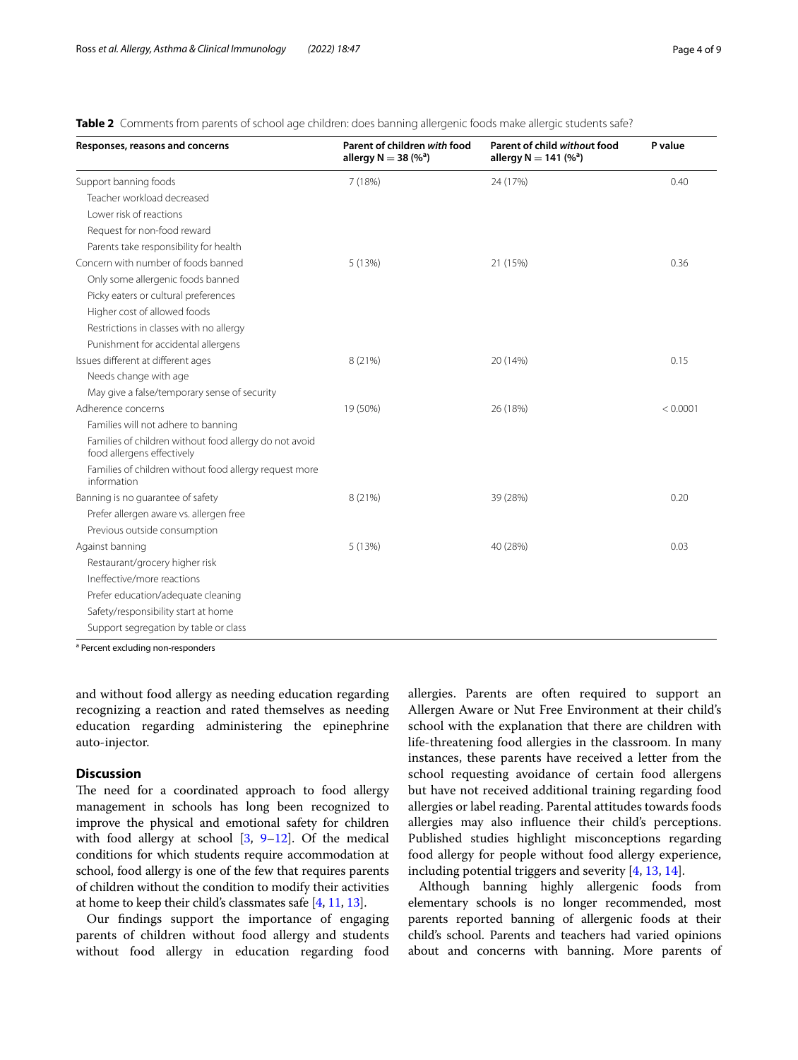**Table 2** Comments from parents of school age children: does banning allergenic foods make allergic students safe?

| Responses, reasons and concerns | Parent of children *with* food allergy N = 38 (%[a]) | Parent of child *without* food allergy N = 141 (%[a]) | P value |
|---|---|---|---|
| Support banning foods | 7 (18%) | 24 (17%) | 0.40 |
| Teacher workload decreased | | | |
| Lower risk of reactions | | | |
| Request for non-food reward | | | |
| Parents take responsibility for health | | | |
| Concern with number of foods banned | 5 (13%) | 21 (15%) | 0.36 |
| Only some allergenic foods banned | | | |
| Picky eaters or cultural preferences | | | |
| Higher cost of allowed foods | | | |
| Restrictions in classes with no allergy | | | |
| Punishment for accidental allergens | | | |
| Issues different at different ages | 8 (21%) | 20 (14%) | 0.15 |
| Needs change with age | | | |
| May give a false/temporary sense of security | | | |
| Adherence concerns | 19 (50%) | 26 (18%) | < 0.0001 |
| Families will not adhere to banning | | | |
| Families of children without food allergy do not avoid food allergens effectively | | | |
| Families of children without food allergy request more information | | | |
| Banning is no guarantee of safety | 8 (21%) | 39 (28%) | 0.20 |
| Prefer allergen aware vs. allergen free | | | |
| Previous outside consumption | | | |
| Against banning | 5 (13%) | 40 (28%) | 0.03 |
| Restaurant/grocery higher risk | | | |
| Ineffective/more reactions | | | |
| Prefer education/adequate cleaning | | | |
| Safety/responsibility start at home | | | |
| Support segregation by table or class | | | |

[a] Percent excluding non-responders

and without food allergy as needing education regarding recognizing a reaction and rated themselves as needing education regarding administering the epinephrine auto-injector.

## Discussion

The need for a coordinated approach to food allergy management in schools has long been recognized to improve the physical and emotional safety for children with food allergy at school [3, 9–12]. Of the medical conditions for which students require accommodation at school, food allergy is one of the few that requires parents of children without the condition to modify their activities at home to keep their child's classmates safe [4, 11, 13].

Our findings support the importance of engaging parents of children without food allergy and students without food allergy in education regarding food allergies. Parents are often required to support an Allergen Aware or Nut Free Environment at their child's school with the explanation that there are children with life-threatening food allergies in the classroom. In many instances, these parents have received a letter from the school requesting avoidance of certain food allergens but have not received additional training regarding food allergies or label reading. Parental attitudes towards foods allergies may also influence their child's perceptions. Published studies highlight misconceptions regarding food allergy for people without food allergy experience, including potential triggers and severity [4, 13, 14].

Although banning highly allergenic foods from elementary schools is no longer recommended, most parents reported banning of allergenic foods at their child's school. Parents and teachers had varied opinions about and concerns with banning. More parents of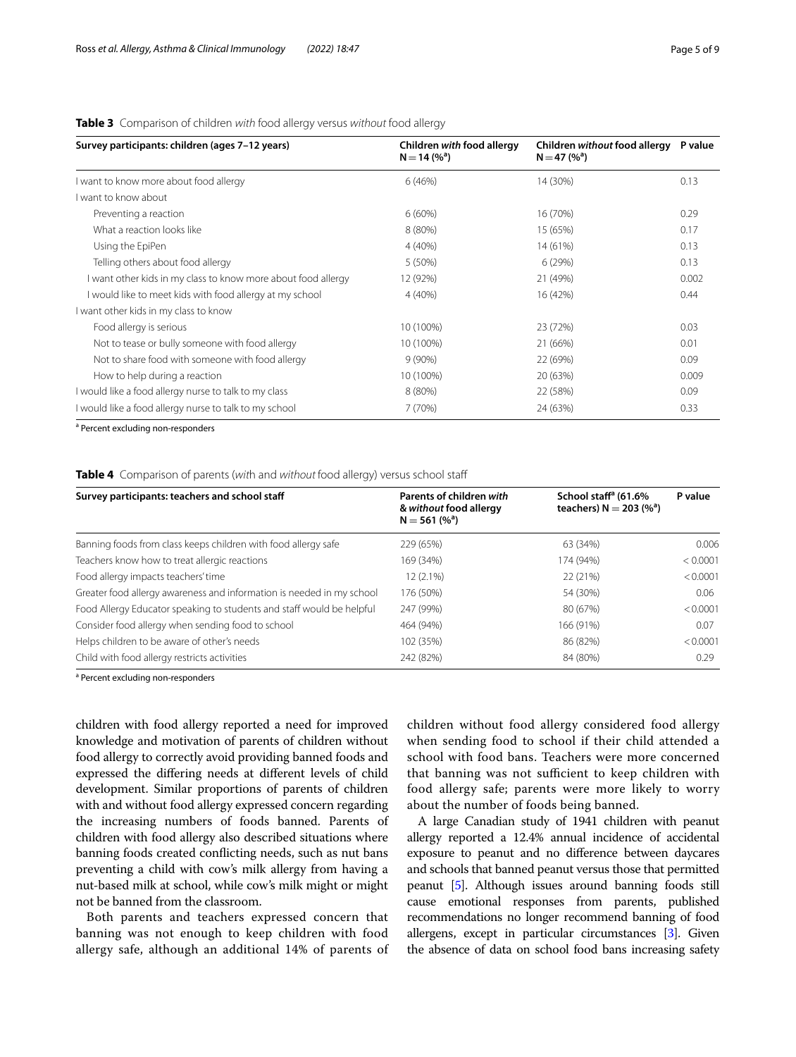**Table 3** Comparison of children *with* food allergy versus *without* food allergy

| Survey participants: children (ages 7–12 years) | Children *with* food allergy N = 14 (%[a]) | Children *without* food allergy N = 47 (%[a]) | P value |
|---|---|---|---|
| I want to know more about food allergy | 6 (46%) | 14 (30%) | 0.13 |
| I want to know about | | | |
| Preventing a reaction | 6 (60%) | 16 (70%) | 0.29 |
| What a reaction looks like | 8 (80%) | 15 (65%) | 0.17 |
| Using the EpiPen | 4 (40%) | 14 (61%) | 0.13 |
| Telling others about food allergy | 5 (50%) | 6 (29%) | 0.13 |
| I want other kids in my class to know more about food allergy | 12 (92%) | 21 (49%) | 0.002 |
| I would like to meet kids with food allergy at my school | 4 (40%) | 16 (42%) | 0.44 |
| I want other kids in my class to know | | | |
| Food allergy is serious | 10 (100%) | 23 (72%) | 0.03 |
| Not to tease or bully someone with food allergy | 10 (100%) | 21 (66%) | 0.01 |
| Not to share food with someone with food allergy | 9 (90%) | 22 (69%) | 0.09 |
| How to help during a reaction | 10 (100%) | 20 (63%) | 0.009 |
| I would like a food allergy nurse to talk to my class | 8 (80%) | 22 (58%) | 0.09 |
| I would like a food allergy nurse to talk to my school | 7 (70%) | 24 (63%) | 0.33 |

[a] Percent excluding non-responders

**Table 4** Comparison of parents (*with* and *without* food allergy) versus school staff

| Survey participants: teachers and school staff | Parents of children *with* & *without* food allergy N = 561 (%[a]) | School staff[a] (61.6% teachers) N = 203 (%[a]) | P value |
|---|---|---|---|
| Banning foods from class keeps children with food allergy safe | 229 (65%) | 63 (34%) | 0.006 |
| Teachers know how to treat allergic reactions | 169 (34%) | 174 (94%) | < 0.0001 |
| Food allergy impacts teachers' time | 12 (2.1%) | 22 (21%) | < 0.0001 |
| Greater food allergy awareness and information is needed in my school | 176 (50%) | 54 (30%) | 0.06 |
| Food Allergy Educator speaking to students and staff would be helpful | 247 (99%) | 80 (67%) | < 0.0001 |
| Consider food allergy when sending food to school | 464 (94%) | 166 (91%) | 0.07 |
| Helps children to be aware of other's needs | 102 (35%) | 86 (82%) | < 0.0001 |
| Child with food allergy restricts activities | 242 (82%) | 84 (80%) | 0.29 |

[a] Percent excluding non-responders

children with food allergy reported a need for improved knowledge and motivation of parents of children without food allergy to correctly avoid providing banned foods and expressed the differing needs at different levels of child development. Similar proportions of parents of children with and without food allergy expressed concern regarding the increasing numbers of foods banned. Parents of children with food allergy also described situations where banning foods created conflicting needs, such as nut bans preventing a child with cow's milk allergy from having a nut-based milk at school, while cow's milk might or might not be banned from the classroom.

Both parents and teachers expressed concern that banning was not enough to keep children with food allergy safe, although an additional 14% of parents of children without food allergy considered food allergy when sending food to school if their child attended a school with food bans. Teachers were more concerned that banning was not sufficient to keep children with food allergy safe; parents were more likely to worry about the number of foods being banned.

A large Canadian study of 1941 children with peanut allergy reported a 12.4% annual incidence of accidental exposure to peanut and no difference between daycares and schools that banned peanut versus those that permitted peanut [5]. Although issues around banning foods still cause emotional responses from parents, published recommendations no longer recommend banning of food allergens, except in particular circumstances [3]. Given the absence of data on school food bans increasing safety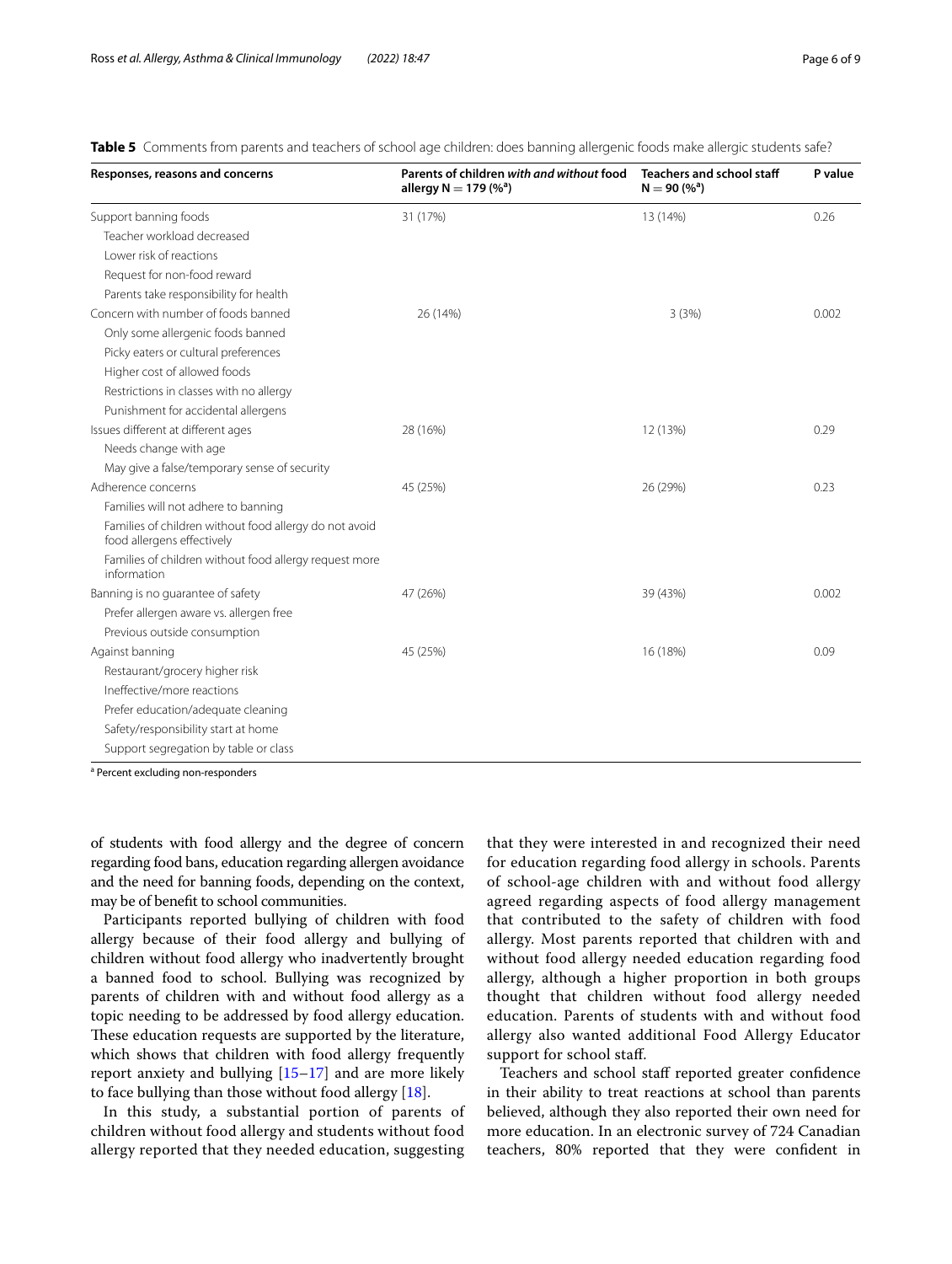**Table 5** Comments from parents and teachers of school age children: does banning allergenic foods make allergic students safe?

| Responses, reasons and concerns | Parents of children *with and without* food allergy N = 179 (%[a]) | Teachers and school staff N = 90 (%[a]) | P value |
|---|---|---|---|
| Support banning foods | 31 (17%) | 13 (14%) | 0.26 |
| Teacher workload decreased | | | |
| Lower risk of reactions | | | |
| Request for non-food reward | | | |
| Parents take responsibility for health | | | |
| Concern with number of foods banned | 26 (14%) | 3 (3%) | 0.002 |
| Only some allergenic foods banned | | | |
| Picky eaters or cultural preferences | | | |
| Higher cost of allowed foods | | | |
| Restrictions in classes with no allergy | | | |
| Punishment for accidental allergens | | | |
| Issues different at different ages | 28 (16%) | 12 (13%) | 0.29 |
| Needs change with age | | | |
| May give a false/temporary sense of security | | | |
| Adherence concerns | 45 (25%) | 26 (29%) | 0.23 |
| Families will not adhere to banning | | | |
| Families of children without food allergy do not avoid food allergens effectively | | | |
| Families of children without food allergy request more information | | | |
| Banning is no guarantee of safety | 47 (26%) | 39 (43%) | 0.002 |
| Prefer allergen aware vs. allergen free | | | |
| Previous outside consumption | | | |
| Against banning | 45 (25%) | 16 (18%) | 0.09 |
| Restaurant/grocery higher risk | | | |
| Ineffective/more reactions | | | |
| Prefer education/adequate cleaning | | | |
| Safety/responsibility start at home | | | |
| Support segregation by table or class | | | |

[a] Percent excluding non-responders

of students with food allergy and the degree of concern regarding food bans, education regarding allergen avoidance and the need for banning foods, depending on the context, may be of benefit to school communities.

Participants reported bullying of children with food allergy because of their food allergy and bullying of children without food allergy who inadvertently brought a banned food to school. Bullying was recognized by parents of children with and without food allergy as a topic needing to be addressed by food allergy education. These education requests are supported by the literature, which shows that children with food allergy frequently report anxiety and bullying [15–17] and are more likely to face bullying than those without food allergy [18].

In this study, a substantial portion of parents of children without food allergy and students without food allergy reported that they needed education, suggesting that they were interested in and recognized their need for education regarding food allergy in schools. Parents of school-age children with and without food allergy agreed regarding aspects of food allergy management that contributed to the safety of children with food allergy. Most parents reported that children with and without food allergy needed education regarding food allergy, although a higher proportion in both groups thought that children without food allergy needed education. Parents of students with and without food allergy also wanted additional Food Allergy Educator support for school staff.

Teachers and school staff reported greater confidence in their ability to treat reactions at school than parents believed, although they also reported their own need for more education. In an electronic survey of 724 Canadian teachers, 80% reported that they were confident in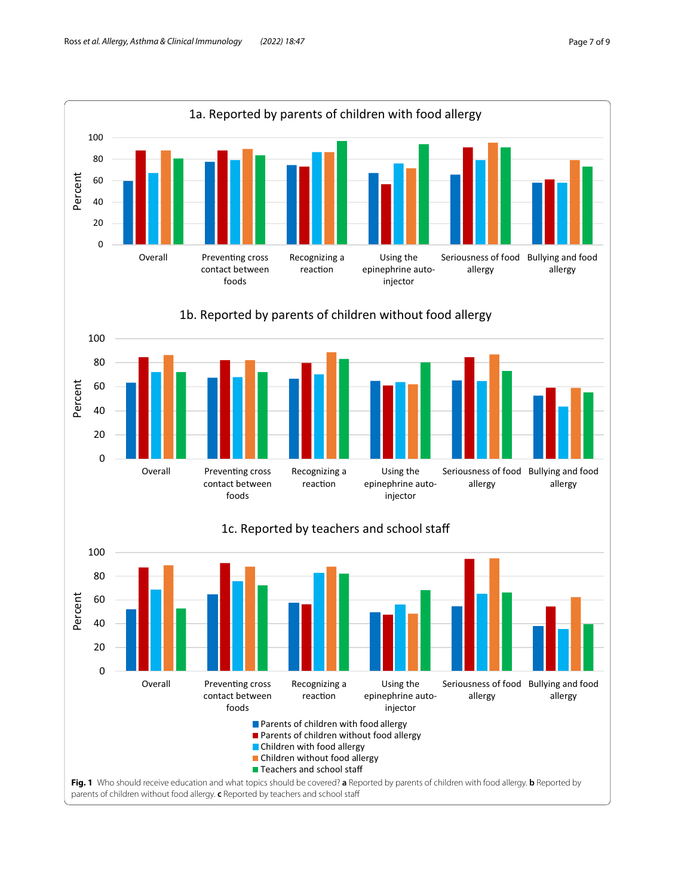**1a. Reported by parents of children with food allergy**

**1b. Reported by parents of children without food allergy**

**1c. Reported by teachers and school staff**

Categories: Overall; Preventing cross contact between foods; Recognizing a reaction; Using the epinephrine auto-injector; Seriousness of food allergy; Bullying and food allergy

Legend: Parents of children with food allergy; Parents of children without food allergy; Children with food allergy; Children without food allergy; Teachers and school staff

**Fig. 1** Who should receive education and what topics should be covered? **a** Reported by parents of children with food allergy. **b** Reported by parents of children without food allergy. **c** Reported by teachers and school staff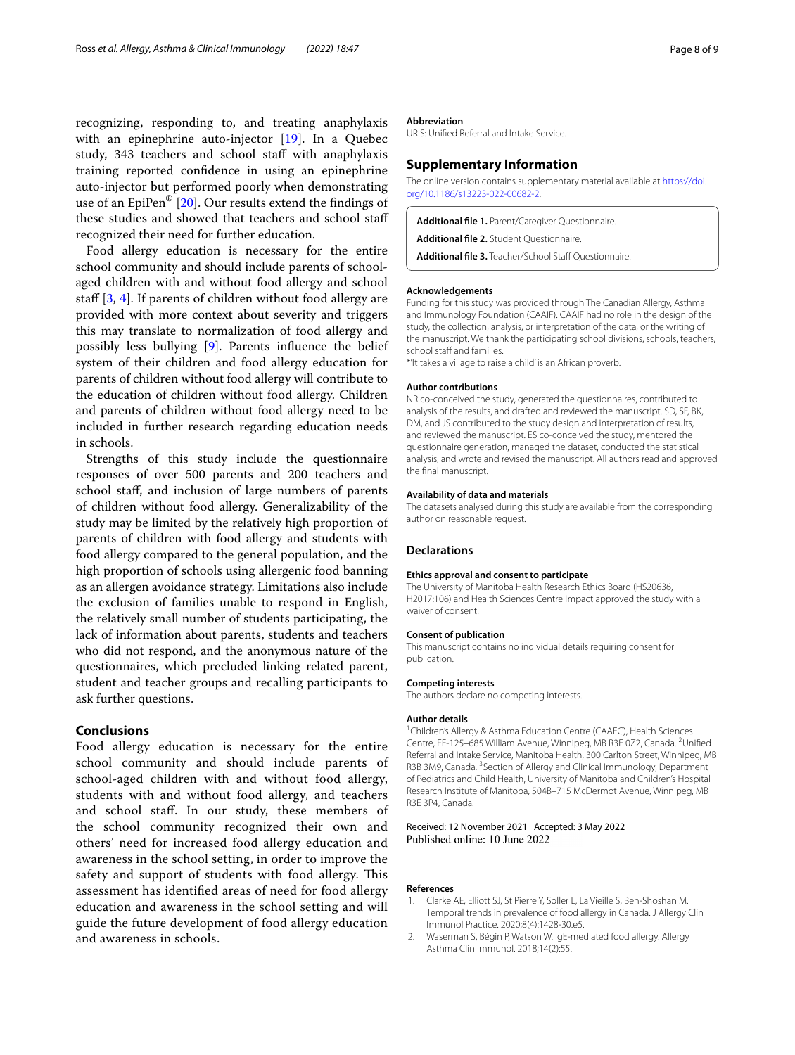recognizing, responding to, and treating anaphylaxis with an epinephrine auto-injector [19]. In a Quebec study, 343 teachers and school staff with anaphylaxis training reported confidence in using an epinephrine auto-injector but performed poorly when demonstrating use of an EpiPen® [20]. Our results extend the findings of these studies and showed that teachers and school staff recognized their need for further education.

Food allergy education is necessary for the entire school community and should include parents of school-aged children with and without food allergy and school staff [3, 4]. If parents of children without food allergy are provided with more context about severity and triggers this may translate to normalization of food allergy and possibly less bullying [9]. Parents influence the belief system of their children and food allergy education for parents of children without food allergy will contribute to the education of children without food allergy. Children and parents of children without food allergy need to be included in further research regarding education needs in schools.

Strengths of this study include the questionnaire responses of over 500 parents and 200 teachers and school staff, and inclusion of large numbers of parents of children without food allergy. Generalizability of the study may be limited by the relatively high proportion of parents of children with food allergy and students with food allergy compared to the general population, and the high proportion of schools using allergenic food banning as an allergen avoidance strategy. Limitations also include the exclusion of families unable to respond in English, the relatively small number of students participating, the lack of information about parents, students and teachers who did not respond, and the anonymous nature of the questionnaires, which precluded linking related parent, student and teacher groups and recalling participants to ask further questions.

## Conclusions

Food allergy education is necessary for the entire school community and should include parents of school-aged children with and without food allergy, students with and without food allergy, and teachers and school staff. In our study, these members of the school community recognized their own and others' need for increased food allergy education and awareness in the school setting, in order to improve the safety and support of students with food allergy. This assessment has identified areas of need for food allergy education and awareness in the school setting and will guide the future development of food allergy education and awareness in schools.

#### Abbreviation

URIS: Unified Referral and Intake Service.

## Supplementary Information

The online version contains supplementary material available at https://doi.org/10.1186/s13223-022-00682-2.

**Additional file 1.** Parent/Caregiver Questionnaire.

**Additional file 2.** Student Questionnaire.

**Additional file 3.** Teacher/School Staff Questionnaire.

#### Acknowledgements

Funding for this study was provided through The Canadian Allergy, Asthma and Immunology Foundation (CAAIF). CAAIF had no role in the design of the study, the collection, analysis, or interpretation of the data, or the writing of the manuscript. We thank the participating school divisions, schools, teachers, school staff and families.

*'It takes a village to raise a child' is an African proverb.

#### Author contributions

NR co-conceived the study, generated the questionnaires, contributed to analysis of the results, and drafted and reviewed the manuscript. SD, SF, BK, DM, and JS contributed to the study design and interpretation of results, and reviewed the manuscript. ES co-conceived the study, mentored the questionnaire generation, managed the dataset, conducted the statistical analysis, and wrote and revised the manuscript. All authors read and approved the final manuscript.

#### Availability of data and materials

The datasets analysed during this study are available from the corresponding author on reasonable request.

## Declarations

#### Ethics approval and consent to participate

The University of Manitoba Health Research Ethics Board (HS20636, H2017:106) and Health Sciences Centre Impact approved the study with a waiver of consent.

#### Consent of publication

This manuscript contains no individual details requiring consent for publication.

#### Competing interests

The authors declare no competing interests.

#### Author details

[1] Children's Allergy & Asthma Education Centre (CAAEC), Health Sciences Centre, FE-125–685 William Avenue, Winnipeg, MB R3E 0Z2, Canada. [2] Unified Referral and Intake Service, Manitoba Health, 300 Carlton Street, Winnipeg, MB R3B 3M9, Canada. [3] Section of Allergy and Clinical Immunology, Department of Pediatrics and Child Health, University of Manitoba and Children's Hospital Research Institute of Manitoba, 504B–715 McDermot Avenue, Winnipeg, MB R3E 3P4, Canada.

Received: 12 November 2021 Accepted: 3 May 2022
Published online: 10 June 2022

#### References

1. Clarke AE, Elliott SJ, St Pierre Y, Soller L, La Vieille S, Ben-Shoshan M. Temporal trends in prevalence of food allergy in Canada. J Allergy Clin Immunol Practice. 2020;8(4):1428-30.e5.
2. Waserman S, Bégin P, Watson W. IgE-mediated food allergy. Allergy Asthma Clin Immunol. 2018;14(2):55.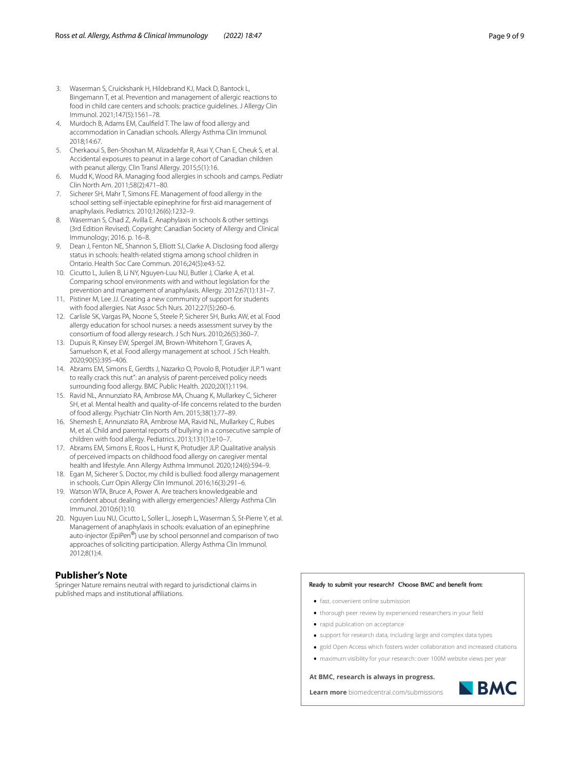3. Waserman S, Cruickshank H, Hildebrand KJ, Mack D, Bantock L, Bingemann T, et al. Prevention and management of allergic reactions to food in child care centers and schools: practice guidelines. J Allergy Clin Immunol. 2021;147(5):1561–78.
4. Murdoch B, Adams EM, Caulfield T. The law of food allergy and accommodation in Canadian schools. Allergy Asthma Clin Immunol. 2018;14:67.
5. Cherkaoui S, Ben-Shoshan M, Alizadehfar R, Asai Y, Chan E, Cheuk S, et al. Accidental exposures to peanut in a large cohort of Canadian children with peanut allergy. Clin Transl Allergy. 2015;5(1):16.
6. Mudd K, Wood RA. Managing food allergies in schools and camps. Pediatr Clin North Am. 2011;58(2):471–80.
7. Sicherer SH, Mahr T, Simons FE. Management of food allergy in the school setting self-injectable epinephrine for first-aid management of anaphylaxis. Pediatrics. 2010;126(6):1232–9.
8. Waserman S, Chad Z, Avilla E. Anaphylaxis in schools & other settings (3rd Edition Revised). Copyright: Canadian Society of Allergy and Clinical Immunology; 2016. p. 16–8.
9. Dean J, Fenton NE, Shannon S, Elliott SJ, Clarke A. Disclosing food allergy status in schools: health-related stigma among school children in Ontario. Health Soc Care Commun. 2016;24(5):e43-52.
10. Cicutto L, Julien B, Li NY, Nguyen-Luu NU, Butler J, Clarke A, et al. Comparing school environments with and without legislation for the prevention and management of anaphylaxis. Allergy. 2012;67(1):131–7.
11. Pistiner M, Lee JJ. Creating a new community of support for students with food allergies. Nat Assoc Sch Nurs. 2012;27(5):260–6.
12. Carlisle SK, Vargas PA, Noone S, Steele P, Sicherer SH, Burks AW, et al. Food allergy education for school nurses: a needs assessment survey by the consortium of food allergy research. J Sch Nurs. 2010;26(5):360–7.
13. Dupuis R, Kinsey EW, Spergel JM, Brown-Whitehorn T, Graves A, Samuelson K, et al. Food allergy management at school. J Sch Health. 2020;90(5):395–406.
14. Abrams EM, Simons E, Gerdts J, Nazarko O, Povolo B, Protudjer JLP. "I want to really crack this nut": an analysis of parent-perceived policy needs surrounding food allergy. BMC Public Health. 2020;20(1):1194.
15. Ravid NL, Annunziato RA, Ambrose MA, Chuang K, Mullarkey C, Sicherer SH, et al. Mental health and quality-of-life concerns related to the burden of food allergy. Psychiatr Clin North Am. 2015;38(1):77–89.
16. Shemesh E, Annunziato RA, Ambrose MA, Ravid NL, Mullarkey C, Rubes M, et al. Child and parental reports of bullying in a consecutive sample of children with food allergy. Pediatrics. 2013;131(1):e10–7.
17. Abrams EM, Simons E, Roos L, Hurst K, Protudjer JLP. Qualitative analysis of perceived impacts on childhood food allergy on caregiver mental health and lifestyle. Ann Allergy Asthma Immunol. 2020;124(6):594–9.
18. Egan M, Sicherer S. Doctor, my child is bullied: food allergy management in schools. Curr Opin Allergy Clin Immunol. 2016;16(3):291–6.
19. Watson WTA, Bruce A, Power A. Are teachers knowledgeable and confident about dealing with allergy emergencies? Allergy Asthma Clin Immunol. 2010;6(1):10.
20. Nguyen Luu NU, Cicutto L, Soller L, Joseph L, Waserman S, St-Pierre Y, et al. Management of anaphylaxis in schools: evaluation of an epinephrine auto-injector (EpiPen®) use by school personnel and comparison of two approaches of soliciting participation. Allergy Asthma Clin Immunol. 2012;8(1):4.

## Publisher's Note

Springer Nature remains neutral with regard to jurisdictional claims in published maps and institutional affiliations.

Ready to submit your research? Choose BMC and benefit from:

- fast, convenient online submission
- thorough peer review by experienced researchers in your field
- rapid publication on acceptance
- support for research data, including large and complex data types
- gold Open Access which fosters wider collaboration and increased citations
- maximum visibility for your research: over 100M website views per year

**At BMC, research is always in progress.**

**Learn more** biomedcentral.com/submissions

BMC